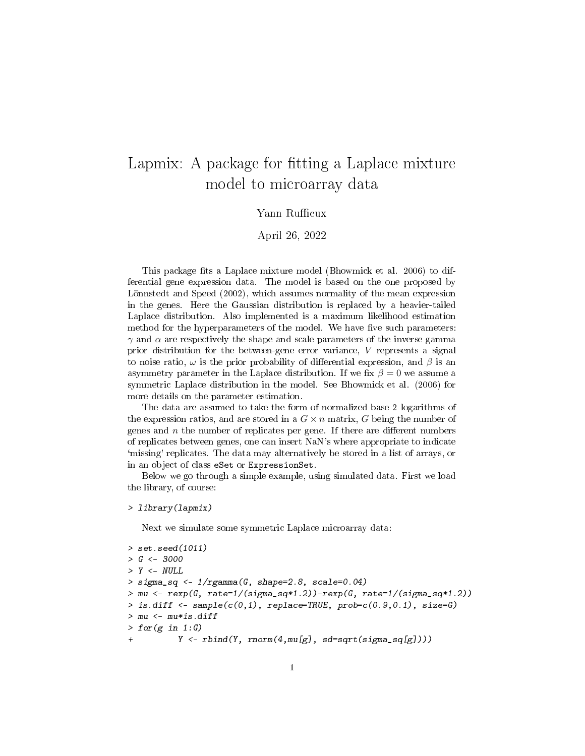# Lapmix: A package for fitting a Laplace mixture model to microarray data

Yann Ruffieux

April 26, 2022

This package fits a Laplace mixture model (Bhowmick et al. 2006) to differential gene expression data. The model is based on the one proposed by Lönnstedt and Speed (2002), which assumes normality of the mean expression in the genes. Here the Gaussian distribution is replaced by a heavier-tailed Laplace distribution. Also implemented is a maximum likelihood estimation method for the hyperparameters of the model. We have five such parameters: $\gamma$ and $\alpha$ are respectively the shape and scale parameters of the inverse gamma prior distribution for the between-gene error variance, $V$ represents a signal to noise ratio, $\omega$ is the prior probability of differential expression, and $\beta$ is an asymmetry parameter in the Laplace distribution. If we fix $\beta = 0$ we assume a symmetric Laplace distribution in the model. See Bhowmick et al. (2006) for more details on the parameter estimation.

The data are assumed to take the form of normalized base 2 logarithms of the expression ratios, and are stored in a $G \times n$ matrix, $G$ being the number of genes and $n$ the number of replicates per gene. If there are different numbers of replicates between genes, one can insert NaN's where appropriate to indicate 'missing' replicates. The data may alternatively be stored in a list of arrays, or in an object of class `eSet` or `ExpressionSet`.

Below we go through a simple example, using simulated data. First we load the library, of course:

```
> library(lapmix)
```

Next we simulate some symmetric Laplace microarray data:

```
> set.seed(1011)
> G <- 3000
> Y <- NULL
> sigma_sq <- 1/rgamma(G, shape=2.8, scale=0.04)
> mu <- rexp(G, rate=1/(sigma_sq*1.2))-rexp(G, rate=1/(sigma_sq*1.2))
> is.diff <- sample(c(0,1), replace=TRUE, prob=c(0.9,0.1), size=G)
> mu <- mu*is.diff
> for(g in 1:G)
+         Y <- rbind(Y, rnorm(4,mu[g], sd=sqrt(sigma_sq[g])))
```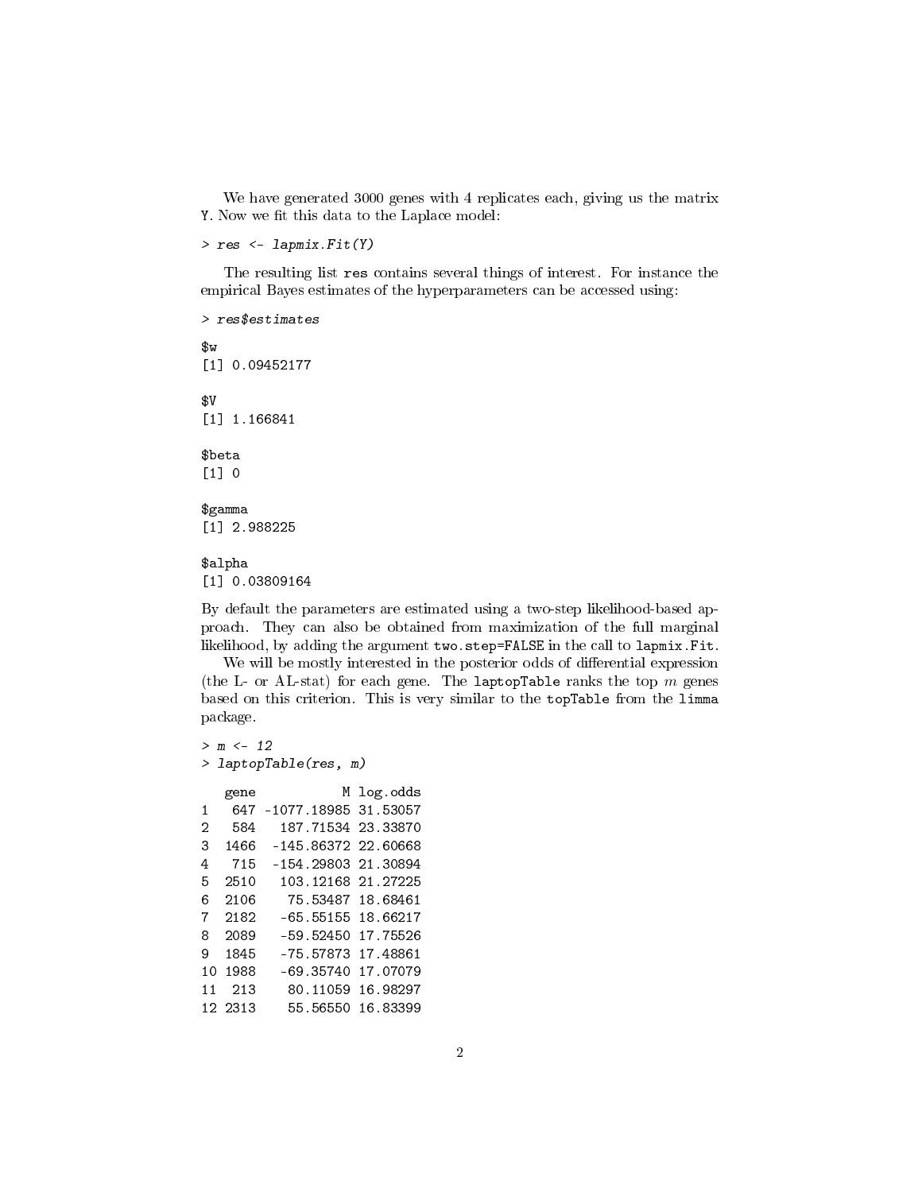We have generated 3000 genes with 4 replicates each, giving us the matrix Y. Now we fit this data to the Laplace model:

```
> res <- lapmix.Fit(Y)
```

The resulting list `res` contains several things of interest. For instance the empirical Bayes estimates of the hyperparameters can be accessed using:

```
> res$estimates

$w
[1] 0.09452177

$V
[1] 1.166841

$beta
[1] 0

$gamma
[1] 2.988225

$alpha
[1] 0.03809164
```

By default the parameters are estimated using a two-step likelihood-based approach. They can also be obtained from maximization of the full marginal likelihood, by adding the argument `two.step=FALSE` in the call to `lapmix.Fit`.

We will be mostly interested in the posterior odds of differential expression (the L- or AL-stat) for each gene. The `laptopTable` ranks the top $m$ genes based on this criterion. This is very similar to the `topTable` from the `limma` package.

```
> m <- 12
> laptopTable(res, m)

   gene           M log.odds
1   647 -1077.18985 31.53057
2   584   187.71534 23.33870
3  1466  -145.86372 22.60668
4   715  -154.29803 21.30894
5  2510   103.12168 21.27225
6  2106    75.53487 18.68461
7  2182   -65.55155 18.66217
8  2089   -59.52450 17.75526
9  1845   -75.57873 17.48861
10 1988   -69.35740 17.07079
11  213    80.11059 16.98297
12 2313    55.56550 16.83399
```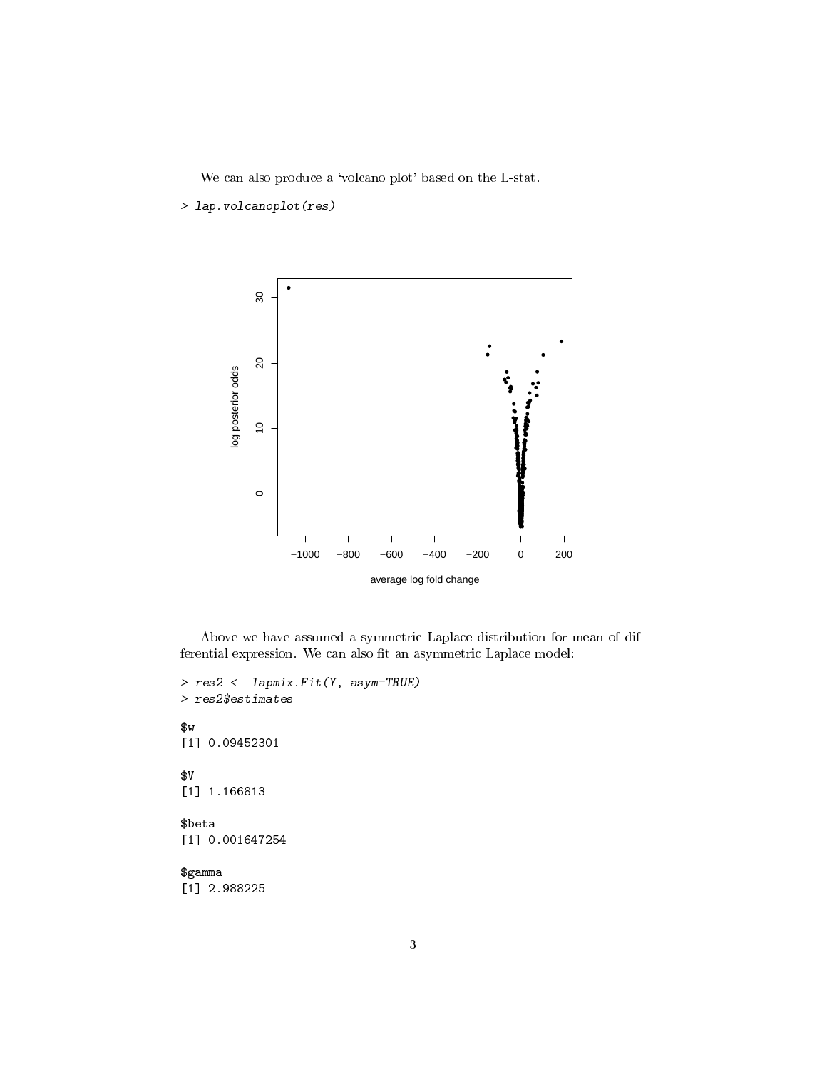We can also produce a 'volcano plot' based on the L-stat.

```
> lap.volcanoplot(res)
```

Above we have assumed a symmetric Laplace distribution for mean of differential expression. We can also fit an asymmetric Laplace model:

```
> res2 <- lapmix.Fit(Y, asym=TRUE)
> res2$estimates

$w
[1] 0.09452301

$V
[1] 1.166813

$beta
[1] 0.001647254

$gamma
[1] 2.988225
```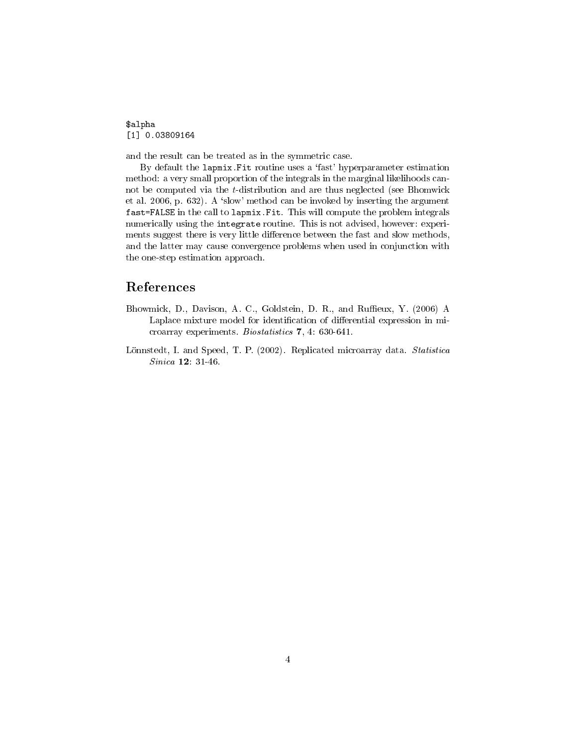```
$alpha
[1] 0.03809164
```

and the result can be treated as in the symmetric case.

By default the `lapmix.Fit` routine uses a 'fast' hyperparameter estimation method: a very small proportion of the integrals in the marginal likelihoods cannot be computed via the $t$-distribution and are thus neglected (see Bhomwick et al. 2006, p. 632). A 'slow' method can be invoked by inserting the argument `fast=FALSE` in the call to `lapmix.Fit`. This will compute the problem integrals numerically using the `integrate` routine. This is not advised, however: experiments suggest there is very little difference between the fast and slow methods, and the latter may cause convergence problems when used in conjunction with the one-step estimation approach.

## References

Bhowmick, D., Davison, A. C., Goldstein, D. R., and Ruffieux, Y. (2006) A Laplace mixture model for identification of differential expression in microarray experiments. *Biostatistics* **7**, 4: 630-641.

Lönnstedt, I. and Speed, T. P. (2002). Replicated microarray data. *Statistica Sinica* **12**: 31-46.